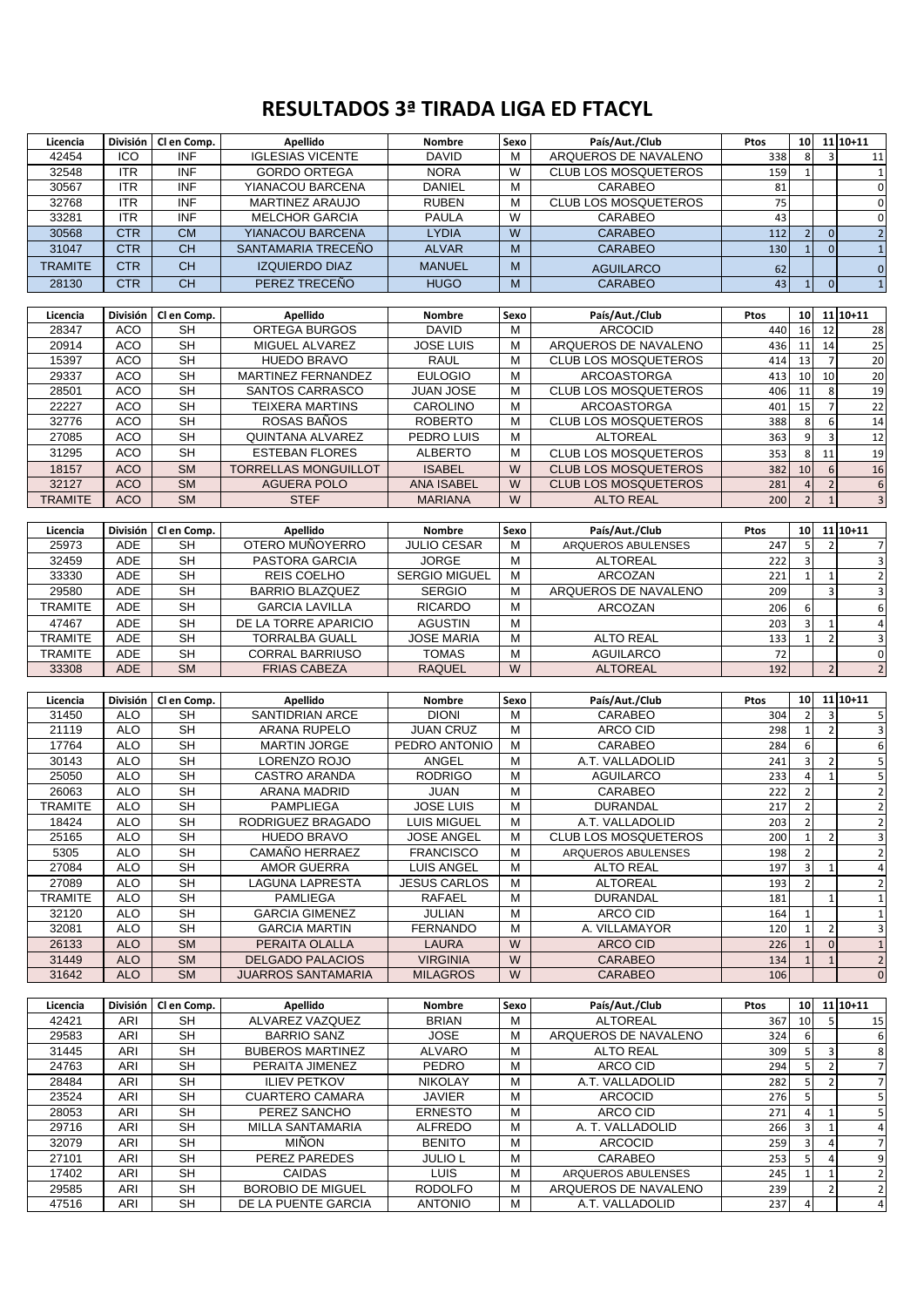# RESULTADOS 3ª TIRADA LIGA ED FTACYL

| Licencia | División | Cl en Comp. | Apellido | Nombre | Sexo | País/Aut./Club | Ptos | 10 | 11 | 10+11 |
|---|---|---|---|---|---|---|---|---|---|---|
| 42454 | ICO | INF | IGLESIAS VICENTE | DAVID | M | ARQUEROS DE NAVALENO | 338 | 8 | 3 | 11 |
| 32548 | ITR | INF | GORDO ORTEGA | NORA | W | CLUB LOS MOSQUETEROS | 159 | 1 | | 1 |
| 30567 | ITR | INF | YIANACOU BARCENA | DANIEL | M | CARABEO | 81 | | | 0 |
| 32768 | ITR | INF | MARTINEZ ARAUJO | RUBEN | M | CLUB LOS MOSQUETEROS | 75 | | | 0 |
| 33281 | ITR | INF | MELCHOR GARCIA | PAULA | W | CARABEO | 43 | | | 0 |
| 30568 | CTR | CM | YIANACOU BARCENA | LYDIA | W | CARABEO | 112 | 2 | 0 | 2 |
| 31047 | CTR | CH | SANTAMARIA TRECEÑO | ALVAR | M | CARABEO | 130 | 1 | 0 | 1 |
| TRAMITE | CTR | CH | IZQUIERDO DIAZ | MANUEL | M | AGUILARCO | 62 | | | 0 |
| 28130 | CTR | CH | PEREZ TRECEÑO | HUGO | M | CARABEO | 43 | 1 | 0 | 1 |

| Licencia | División | Cl en Comp. | Apellido | Nombre | Sexo | País/Aut./Club | Ptos | 10 | 11 | 10+11 |
|---|---|---|---|---|---|---|---|---|---|---|
| 28347 | ACO | SH | ORTEGA BURGOS | DAVID | M | ARCOCID | 440 | 16 | 12 | 28 |
| 20914 | ACO | SH | MIGUEL ALVAREZ | JOSE LUIS | M | ARQUEROS DE NAVALENO | 436 | 11 | 14 | 25 |
| 15397 | ACO | SH | HUEDO BRAVO | RAUL | M | CLUB LOS MOSQUETEROS | 414 | 13 | 7 | 20 |
| 29337 | ACO | SH | MARTINEZ FERNANDEZ | EULOGIO | M | ARCOASTORGA | 413 | 10 | 10 | 20 |
| 28501 | ACO | SH | SANTOS CARRASCO | JUAN JOSE | M | CLUB LOS MOSQUETEROS | 406 | 11 | 8 | 19 |
| 22227 | ACO | SH | TEIXERA MARTINS | CAROLINO | M | ARCOASTORGA | 401 | 15 | 7 | 22 |
| 32776 | ACO | SH | ROSAS BAÑOS | ROBERTO | M | CLUB LOS MOSQUETEROS | 388 | 8 | 6 | 14 |
| 27085 | ACO | SH | QUINTANA ALVAREZ | PEDRO LUIS | M | ALTOREAL | 363 | 9 | 3 | 12 |
| 31295 | ACO | SH | ESTEBAN FLORES | ALBERTO | M | CLUB LOS MOSQUETEROS | 353 | 8 | 11 | 19 |
| 18157 | ACO | SM | TORRELLAS MONGUILLOT | ISABEL | W | CLUB LOS MOSQUETEROS | 382 | 10 | 6 | 16 |
| 32127 | ACO | SM | AGUERA POLO | ANA ISABEL | W | CLUB LOS MOSQUETEROS | 281 | 4 | 2 | 6 |
| TRAMITE | ACO | SM | STEF | MARIANA | W | ALTO REAL | 200 | 2 | 1 | 3 |

| Licencia | División | Cl en Comp. | Apellido | Nombre | Sexo | País/Aut./Club | Ptos | 10 | 11 | 10+11 |
|---|---|---|---|---|---|---|---|---|---|---|
| 25973 | ADE | SH | OTERO MUÑOYERRO | JULIO CESAR | M | ARQUEROS ABULENSES | 247 | 5 | 2 | 7 |
| 32459 | ADE | SH | PASTORA GARCIA | JORGE | M | ALTOREAL | 222 | 3 | | 3 |
| 33330 | ADE | SH | REIS COELHO | SERGIO MIGUEL | M | ARCOZAN | 221 | 1 | 1 | 2 |
| 29580 | ADE | SH | BARRIO BLAZQUEZ | SERGIO | M | ARQUEROS DE NAVALENO | 209 | | 3 | 3 |
| TRAMITE | ADE | SH | GARCIA LAVILLA | RICARDO | M | ARCOZAN | 206 | 6 | | 6 |
| 47467 | ADE | SH | DE LA TORRE APARICIO | AGUSTIN | M | | 203 | 3 | 1 | 4 |
| TRAMITE | ADE | SH | TORRALBA GUALL | JOSE MARIA | M | ALTO REAL | 133 | 1 | 2 | 3 |
| TRAMITE | ADE | SH | CORRAL BARRIUSO | TOMAS | M | AGUILARCO | 72 | | | 0 |
| 33308 | ADE | SM | FRIAS CABEZA | RAQUEL | W | ALTOREAL | 192 | | 2 | 2 |

| Licencia | División | Cl en Comp. | Apellido | Nombre | Sexo | País/Aut./Club | Ptos | 10 | 11 | 10+11 |
|---|---|---|---|---|---|---|---|---|---|---|
| 31450 | ALO | SH | SANTIDRIAN ARCE | DIONI | M | CARABEO | 304 | 2 | 3 | 5 |
| 21119 | ALO | SH | ARANA RUPELO | JUAN CRUZ | M | ARCO CID | 298 | 1 | 2 | 3 |
| 17764 | ALO | SH | MARTIN JORGE | PEDRO ANTONIO | M | CARABEO | 284 | 6 | | 6 |
| 30143 | ALO | SH | LORENZO ROJO | ANGEL | M | A.T. VALLADOLID | 241 | 3 | 2 | 5 |
| 25050 | ALO | SH | CASTRO ARANDA | RODRIGO | M | AGUILARCO | 233 | 4 | 1 | 5 |
| 26063 | ALO | SH | ARANA MADRID | JUAN | M | CARABEO | 222 | 2 | | 2 |
| TRAMITE | ALO | SH | PAMPLIEGA | JOSE LUIS | M | DURANDAL | 217 | 2 | | 2 |
| 18424 | ALO | SH | RODRIGUEZ BRAGADO | LUIS MIGUEL | M | A.T. VALLADOLID | 203 | 2 | | 2 |
| 25165 | ALO | SH | HUEDO BRAVO | JOSE ANGEL | M | CLUB LOS MOSQUETEROS | 200 | 1 | 2 | 3 |
| 5305 | ALO | SH | CAMAÑO HERRAEZ | FRANCISCO | M | ARQUEROS ABULENSES | 198 | 2 | | 2 |
| 27084 | ALO | SH | AMOR GUERRA | LUIS ANGEL | M | ALTO REAL | 197 | 3 | 1 | 4 |
| 27089 | ALO | SH | LAGUNA LAPRESTA | JESUS CARLOS | M | ALTOREAL | 193 | 2 | | 2 |
| TRAMITE | ALO | SH | PAMLIEGA | RAFAEL | M | DURANDAL | 181 | | 1 | 1 |
| 32120 | ALO | SH | GARCIA GIMENEZ | JULIAN | M | ARCO CID | 164 | 1 | | 1 |
| 32081 | ALO | SH | GARCIA MARTIN | FERNANDO | M | A. VILLAMAYOR | 120 | 1 | 2 | 3 |
| 26133 | ALO | SM | PERAITA OLALLA | LAURA | W | ARCO CID | 226 | 1 | 0 | 1 |
| 31449 | ALO | SM | DELGADO PALACIOS | VIRGINIA | W | CARABEO | 134 | 1 | 1 | 2 |
| 31642 | ALO | SM | JUARROS SANTAMARIA | MILAGROS | W | CARABEO | 106 | | | 0 |

| Licencia | División | Cl en Comp. | Apellido | Nombre | Sexo | País/Aut./Club | Ptos | 10 | 11 | 10+11 |
|---|---|---|---|---|---|---|---|---|---|---|
| 42421 | ARI | SH | ALVAREZ VAZQUEZ | BRIAN | M | ALTOREAL | 367 | 10 | 5 | 15 |
| 29583 | ARI | SH | BARRIO SANZ | JOSE | M | ARQUEROS DE NAVALENO | 324 | 6 | | 6 |
| 31445 | ARI | SH | BUBEROS MARTINEZ | ALVARO | M | ALTO REAL | 309 | 5 | 3 | 8 |
| 24763 | ARI | SH | PERAITA JIMENEZ | PEDRO | M | ARCO CID | 294 | 5 | 2 | 7 |
| 28484 | ARI | SH | ILIEV PETKOV | NIKOLAY | M | A.T. VALLADOLID | 282 | 5 | 2 | 7 |
| 23524 | ARI | SH | CUARTERO CAMARA | JAVIER | M | ARCOCID | 276 | 5 | | 5 |
| 28053 | ARI | SH | PEREZ SANCHO | ERNESTO | M | ARCO CID | 271 | 4 | 1 | 5 |
| 29716 | ARI | SH | MILLA SANTAMARIA | ALFREDO | M | A. T. VALLADOLID | 266 | 3 | 1 | 4 |
| 32079 | ARI | SH | MIÑON | BENITO | M | ARCOCID | 259 | 3 | 4 | 7 |
| 27101 | ARI | SH | PEREZ PAREDES | JULIO L | M | CARABEO | 253 | 5 | 4 | 9 |
| 17402 | ARI | SH | CAIDAS | LUIS | M | ARQUEROS ABULENSES | 245 | 1 | 1 | 2 |
| 29585 | ARI | SH | BOROBIO DE MIGUEL | RODOLFO | M | ARQUEROS DE NAVALENO | 239 | | 2 | 2 |
| 47516 | ARI | SH | DE LA PUENTE GARCIA | ANTONIO | M | A.T. VALLADOLID | 237 | 4 | | 4 |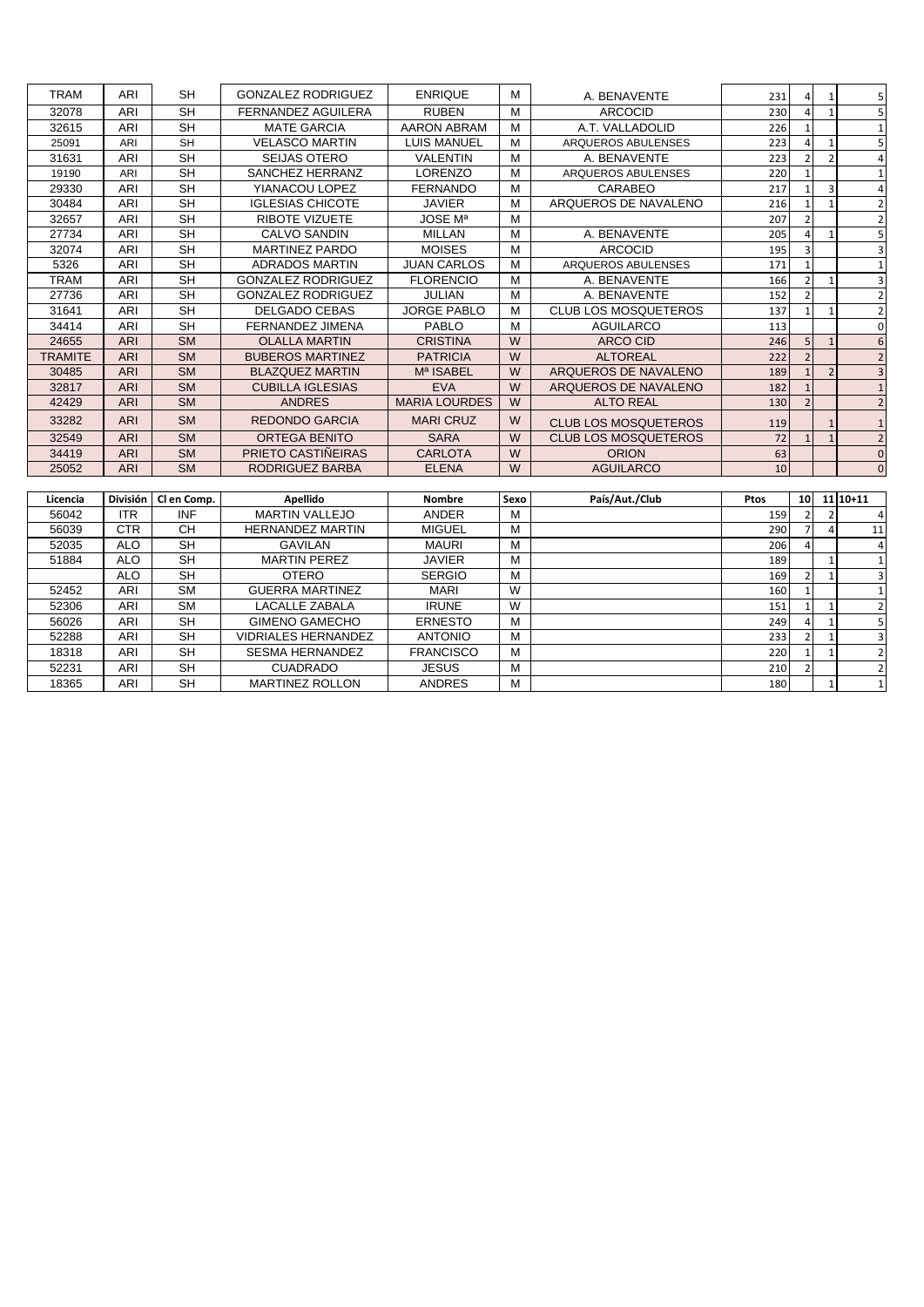| | | | | | | | | | | |
|---|---|---|---|---|---|---|---|---|---|---|
| TRAM | ARI | SH | GONZALEZ RODRIGUEZ | ENRIQUE | M | A. BENAVENTE | 231 | 4 | 1 | 5 |
| 32078 | ARI | SH | FERNANDEZ AGUILERA | RUBEN | M | ARCOCID | 230 | 4 | 1 | 5 |
| 32615 | ARI | SH | MATE GARCIA | AARON ABRAM | M | A.T. VALLADOLID | 226 | 1 | | 1 |
| 25091 | ARI | SH | VELASCO MARTIN | LUIS MANUEL | M | ARQUEROS ABULENSES | 223 | 4 | 1 | 5 |
| 31631 | ARI | SH | SEIJAS OTERO | VALENTIN | M | A. BENAVENTE | 223 | 2 | 2 | 4 |
| 19190 | ARI | SH | SANCHEZ HERRANZ | LORENZO | M | ARQUEROS ABULENSES | 220 | 1 | | 1 |
| 29330 | ARI | SH | YIANACOU LOPEZ | FERNANDO | M | CARABEO | 217 | 1 | 3 | 4 |
| 30484 | ARI | SH | IGLESIAS CHICOTE | JAVIER | M | ARQUEROS DE NAVALENO | 216 | 1 | 1 | 2 |
| 32657 | ARI | SH | RIBOTE VIZUETE | JOSE Mª | M | | 207 | 2 | | 2 |
| 27734 | ARI | SH | CALVO SANDIN | MILLAN | M | A. BENAVENTE | 205 | 4 | 1 | 5 |
| 32074 | ARI | SH | MARTINEZ PARDO | MOISES | M | ARCOCID | 195 | 3 | | 3 |
| 5326 | ARI | SH | ADRADOS MARTIN | JUAN CARLOS | M | ARQUEROS ABULENSES | 171 | 1 | | 1 |
| TRAM | ARI | SH | GONZALEZ RODRIGUEZ | FLORENCIO | M | A. BENAVENTE | 166 | 2 | 1 | 3 |
| 27736 | ARI | SH | GONZALEZ RODRIGUEZ | JULIAN | M | A. BENAVENTE | 152 | 2 | | 2 |
| 31641 | ARI | SH | DELGADO CEBAS | JORGE PABLO | M | CLUB LOS MOSQUETEROS | 137 | 1 | 1 | 2 |
| 34414 | ARI | SH | FERNANDEZ JIMENA | PABLO | M | AGUILARCO | 113 | | | 0 |
| 24655 | ARI | SM | OLALLA MARTIN | CRISTINA | W | ARCO CID | 246 | 5 | 1 | 6 |
| TRAMITE | ARI | SM | BUBEROS MARTINEZ | PATRICIA | W | ALTOREAL | 222 | 2 | | 2 |
| 30485 | ARI | SM | BLAZQUEZ MARTIN | Mª ISABEL | W | ARQUEROS DE NAVALENO | 189 | 1 | 2 | 3 |
| 32817 | ARI | SM | CUBILLA IGLESIAS | EVA | W | ARQUEROS DE NAVALENO | 182 | 1 | | 1 |
| 42429 | ARI | SM | ANDRES | MARIA LOURDES | W | ALTO REAL | 130 | 2 | | 2 |
| 33282 | ARI | SM | REDONDO GARCIA | MARI CRUZ | W | CLUB LOS MOSQUETEROS | 119 | | 1 | 1 |
| 32549 | ARI | SM | ORTEGA BENITO | SARA | W | CLUB LOS MOSQUETEROS | 72 | 1 | 1 | 2 |
| 34419 | ARI | SM | PRIETO CASTIÑEIRAS | CARLOTA | W | ORION | 63 | | | 0 |
| 25052 | ARI | SM | RODRIGUEZ BARBA | ELENA | W | AGUILARCO | 10 | | | 0 |

| Licencia | División | Cl en Comp. | Apellido | Nombre | Sexo | País/Aut./Club | Ptos | 10 | 11 | 10+11 |
|---|---|---|---|---|---|---|---|---|---|---|
| 56042 | ITR | INF | MARTIN VALLEJO | ANDER | M | | 159 | 2 | 2 | 4 |
| 56039 | CTR | CH | HERNANDEZ MARTIN | MIGUEL | M | | 290 | 7 | 4 | 11 |
| 52035 | ALO | SH | GAVILAN | MAURI | M | | 206 | 4 | | 4 |
| 51884 | ALO | SH | MARTIN PEREZ | JAVIER | M | | 189 | | 1 | 1 |
| | ALO | SH | OTERO | SERGIO | M | | 169 | 2 | 1 | 3 |
| 52452 | ARI | SM | GUERRA MARTINEZ | MARI | W | | 160 | 1 | | 1 |
| 52306 | ARI | SM | LACALLE ZABALA | IRUNE | W | | 151 | 1 | 1 | 2 |
| 56026 | ARI | SH | GIMENO GAMECHO | ERNESTO | M | | 249 | 4 | 1 | 5 |
| 52288 | ARI | SH | VIDRIALES HERNANDEZ | ANTONIO | M | | 233 | 2 | 1 | 3 |
| 18318 | ARI | SH | SESMA HERNANDEZ | FRANCISCO | M | | 220 | 1 | 1 | 2 |
| 52231 | ARI | SH | CUADRADO | JESUS | M | | 210 | 2 | | 2 |
| 18365 | ARI | SH | MARTINEZ ROLLON | ANDRES | M | | 180 | | 1 | 1 |